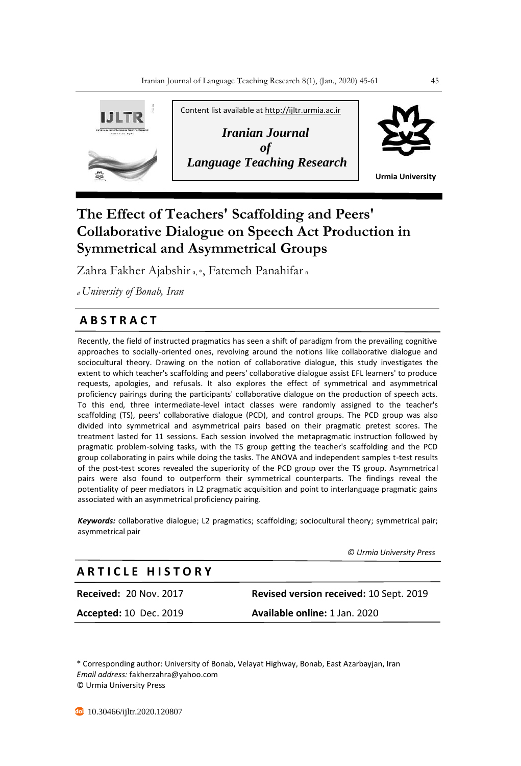Content list available at http://ijltr.urmia.ac.ir

***Iranian Journal of Language Teaching Research***

**Urmia University**

# The Effect of Teachers' Scaffolding and Peers' Collaborative Dialogue on Speech Act Production in Symmetrical and Asymmetrical Groups

Zahra Fakher Ajabshir [a, *], Fatemeh Panahifar [a]

[a] *University of Bonab, Iran*

## ABSTRACT

Recently, the field of instructed pragmatics has seen a shift of paradigm from the prevailing cognitive approaches to socially-oriented ones, revolving around the notions like collaborative dialogue and sociocultural theory. Drawing on the notion of collaborative dialogue, this study investigates the extent to which teacher's scaffolding and peers' collaborative dialogue assist EFL learners' to produce requests, apologies, and refusals. It also explores the effect of symmetrical and asymmetrical proficiency pairings during the participants' collaborative dialogue on the production of speech acts. To this end, three intermediate-level intact classes were randomly assigned to the teacher's scaffolding (TS), peers' collaborative dialogue (PCD), and control groups. The PCD group was also divided into symmetrical and asymmetrical pairs based on their pragmatic pretest scores. The treatment lasted for 11 sessions. Each session involved the metapragmatic instruction followed by pragmatic problem-solving tasks, with the TS group getting the teacher's scaffolding and the PCD group collaborating in pairs while doing the tasks. The ANOVA and independent samples t-test results of the post-test scores revealed the superiority of the PCD group over the TS group. Asymmetrical pairs were also found to outperform their symmetrical counterparts. The findings reveal the potentiality of peer mediators in L2 pragmatic acquisition and point to interlanguage pragmatic gains associated with an asymmetrical proficiency pairing.

***Keywords:*** collaborative dialogue; L2 pragmatics; scaffolding; sociocultural theory; symmetrical pair; asymmetrical pair

*© Urmia University Press*

## ARTICLE HISTORY

| | |
|---|---|
| **Received:** 20 Nov. 2017 | **Revised version received:** 10 Sept. 2019 |
| **Accepted:** 10 Dec. 2019 | **Available online:** 1 Jan. 2020 |

\* Corresponding author: University of Bonab, Velayat Highway, Bonab, East Azarbayjan, Iran
*Email address:* fakherzahra@yahoo.com
© Urmia University Press

10.30466/ijltr.2020.120807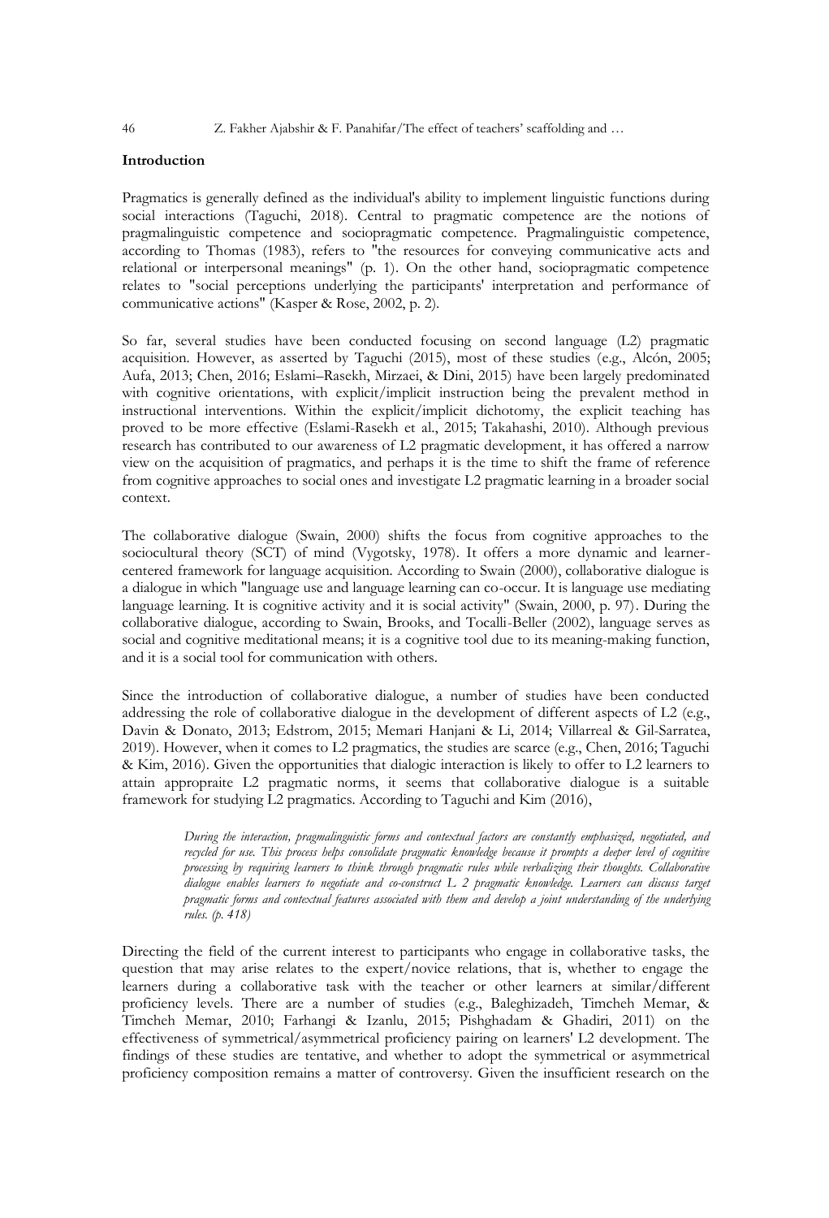**Introduction**

Pragmatics is generally defined as the individual's ability to implement linguistic functions during social interactions (Taguchi, 2018). Central to pragmatic competence are the notions of pragmalinguistic competence and sociopragmatic competence. Pragmalinguistic competence, according to Thomas (1983), refers to "the resources for conveying communicative acts and relational or interpersonal meanings" (p. 1). On the other hand, sociopragmatic competence relates to "social perceptions underlying the participants' interpretation and performance of communicative actions" (Kasper & Rose, 2002, p. 2).

So far, several studies have been conducted focusing on second language (L2) pragmatic acquisition. However, as asserted by Taguchi (2015), most of these studies (e.g., Alcón, 2005; Aufa, 2013; Chen, 2016; Eslami–Rasekh, Mirzaei, & Dini, 2015) have been largely predominated with cognitive orientations, with explicit/implicit instruction being the prevalent method in instructional interventions. Within the explicit/implicit dichotomy, the explicit teaching has proved to be more effective (Eslami-Rasekh et al., 2015; Takahashi, 2010). Although previous research has contributed to our awareness of L2 pragmatic development, it has offered a narrow view on the acquisition of pragmatics, and perhaps it is the time to shift the frame of reference from cognitive approaches to social ones and investigate L2 pragmatic learning in a broader social context.

The collaborative dialogue (Swain, 2000) shifts the focus from cognitive approaches to the sociocultural theory (SCT) of mind (Vygotsky, 1978). It offers a more dynamic and learner-centered framework for language acquisition. According to Swain (2000), collaborative dialogue is a dialogue in which "language use and language learning can co-occur. It is language use mediating language learning. It is cognitive activity and it is social activity" (Swain, 2000, p. 97). During the collaborative dialogue, according to Swain, Brooks, and Tocalli-Beller (2002), language serves as social and cognitive meditational means; it is a cognitive tool due to its meaning-making function, and it is a social tool for communication with others.

Since the introduction of collaborative dialogue, a number of studies have been conducted addressing the role of collaborative dialogue in the development of different aspects of L2 (e.g., Davin & Donato, 2013; Edstrom, 2015; Memari Hanjani & Li, 2014; Villarreal & Gil-Sarratea, 2019). However, when it comes to L2 pragmatics, the studies are scarce (e.g., Chen, 2016; Taguchi & Kim, 2016). Given the opportunities that dialogic interaction is likely to offer to L2 learners to attain appropraite L2 pragmatic norms, it seems that collaborative dialogue is a suitable framework for studying L2 pragmatics. According to Taguchi and Kim (2016),

> *During the interaction, pragmalinguistic forms and contextual factors are constantly emphasized, negotiated, and recycled for use. This process helps consolidate pragmatic knowledge because it prompts a deeper level of cognitive processing by requiring learners to think through pragmatic rules while verbalizing their thoughts. Collaborative dialogue enables learners to negotiate and co-construct L 2 pragmatic knowledge. Learners can discuss target pragmatic forms and contextual features associated with them and develop a joint understanding of the underlying rules. (p. 418)*

Directing the field of the current interest to participants who engage in collaborative tasks, the question that may arise relates to the expert/novice relations, that is, whether to engage the learners during a collaborative task with the teacher or other learners at similar/different proficiency levels. There are a number of studies (e.g., Baleghizadeh, Timcheh Memar, & Timcheh Memar, 2010; Farhangi & Izanlu, 2015; Pishghadam & Ghadiri, 2011) on the effectiveness of symmetrical/asymmetrical proficiency pairing on learners' L2 development. The findings of these studies are tentative, and whether to adopt the symmetrical or asymmetrical proficiency composition remains a matter of controversy. Given the insufficient research on the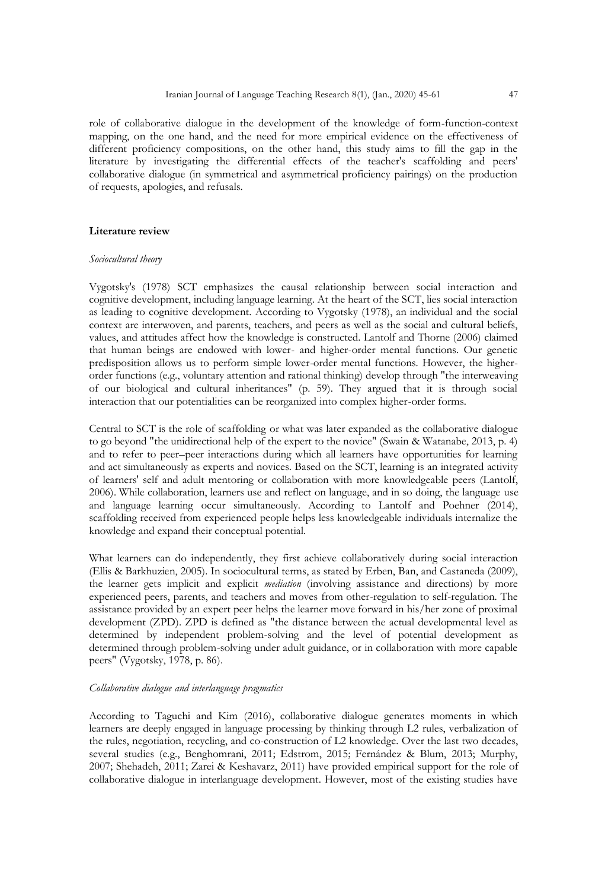role of collaborative dialogue in the development of the knowledge of form-function-context mapping, on the one hand, and the need for more empirical evidence on the effectiveness of different proficiency compositions, on the other hand, this study aims to fill the gap in the literature by investigating the differential effects of the teacher's scaffolding and peers' collaborative dialogue (in symmetrical and asymmetrical proficiency pairings) on the production of requests, apologies, and refusals.

## Literature review

### *Sociocultural theory*

Vygotsky's (1978) SCT emphasizes the causal relationship between social interaction and cognitive development, including language learning. At the heart of the SCT, lies social interaction as leading to cognitive development. According to Vygotsky (1978), an individual and the social context are interwoven, and parents, teachers, and peers as well as the social and cultural beliefs, values, and attitudes affect how the knowledge is constructed. Lantolf and Thorne (2006) claimed that human beings are endowed with lower- and higher-order mental functions. Our genetic predisposition allows us to perform simple lower-order mental functions. However, the higher-order functions (e.g., voluntary attention and rational thinking) develop through "the interweaving of our biological and cultural inheritances" (p. 59). They argued that it is through social interaction that our potentialities can be reorganized into complex higher-order forms.

Central to SCT is the role of scaffolding or what was later expanded as the collaborative dialogue to go beyond "the unidirectional help of the expert to the novice" (Swain & Watanabe, 2013, p. 4) and to refer to peer–peer interactions during which all learners have opportunities for learning and act simultaneously as experts and novices. Based on the SCT, learning is an integrated activity of learners' self and adult mentoring or collaboration with more knowledgeable peers (Lantolf, 2006). While collaboration, learners use and reflect on language, and in so doing, the language use and language learning occur simultaneously. According to Lantolf and Poehner (2014), scaffolding received from experienced people helps less knowledgeable individuals internalize the knowledge and expand their conceptual potential.

What learners can do independently, they first achieve collaboratively during social interaction (Ellis & Barkhuzien, 2005). In sociocultural terms, as stated by Erben, Ban, and Castaneda (2009), the learner gets implicit and explicit *mediation* (involving assistance and directions) by more experienced peers, parents, and teachers and moves from other-regulation to self-regulation. The assistance provided by an expert peer helps the learner move forward in his/her zone of proximal development (ZPD). ZPD is defined as "the distance between the actual developmental level as determined by independent problem-solving and the level of potential development as determined through problem-solving under adult guidance, or in collaboration with more capable peers" (Vygotsky, 1978, p. 86).

### *Collaborative dialogue and interlanguage pragmatics*

According to Taguchi and Kim (2016), collaborative dialogue generates moments in which learners are deeply engaged in language processing by thinking through L2 rules, verbalization of the rules, negotiation, recycling, and co-construction of L2 knowledge. Over the last two decades, several studies (e.g., Benghomrani, 2011; Edstrom, 2015; Fernández & Blum, 2013; Murphy, 2007; Shehadeh, 2011; Zarei & Keshavarz, 2011) have provided empirical support for the role of collaborative dialogue in interlanguage development. However, most of the existing studies have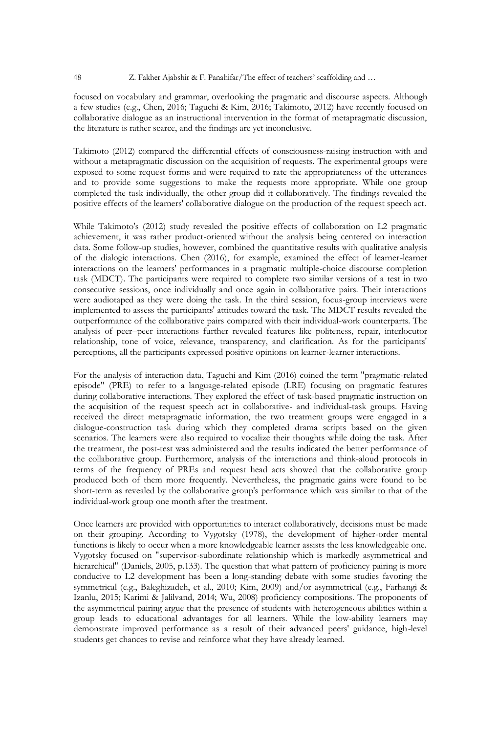focused on vocabulary and grammar, overlooking the pragmatic and discourse aspects. Although a few studies (e.g., Chen, 2016; Taguchi & Kim, 2016; Takimoto, 2012) have recently focused on collaborative dialogue as an instructional intervention in the format of metapragmatic discussion, the literature is rather scarce, and the findings are yet inconclusive.

Takimoto (2012) compared the differential effects of consciousness-raising instruction with and without a metapragmatic discussion on the acquisition of requests. The experimental groups were exposed to some request forms and were required to rate the appropriateness of the utterances and to provide some suggestions to make the requests more appropriate. While one group completed the task individually, the other group did it collaboratively. The findings revealed the positive effects of the learners' collaborative dialogue on the production of the request speech act.

While Takimoto's (2012) study revealed the positive effects of collaboration on L2 pragmatic achievement, it was rather product-oriented without the analysis being centered on interaction data. Some follow-up studies, however, combined the quantitative results with qualitative analysis of the dialogic interactions. Chen (2016), for example, examined the effect of learner-learner interactions on the learners' performances in a pragmatic multiple-choice discourse completion task (MDCT). The participants were required to complete two similar versions of a test in two consecutive sessions, once individually and once again in collaborative pairs. Their interactions were audiotaped as they were doing the task. In the third session, focus-group interviews were implemented to assess the participants' attitudes toward the task. The MDCT results revealed the outperformance of the collaborative pairs compared with their individual-work counterparts. The analysis of peer–peer interactions further revealed features like politeness, repair, interlocutor relationship, tone of voice, relevance, transparency, and clarification. As for the participants' perceptions, all the participants expressed positive opinions on learner-learner interactions.

For the analysis of interaction data, Taguchi and Kim (2016) coined the term "pragmatic-related episode" (PRE) to refer to a language-related episode (LRE) focusing on pragmatic features during collaborative interactions. They explored the effect of task-based pragmatic instruction on the acquisition of the request speech act in collaborative- and individual-task groups. Having received the direct metapragmatic information, the two treatment groups were engaged in a dialogue-construction task during which they completed drama scripts based on the given scenarios. The learners were also required to vocalize their thoughts while doing the task. After the treatment, the post-test was administered and the results indicated the better performance of the collaborative group. Furthermore, analysis of the interactions and think-aloud protocols in terms of the frequency of PREs and request head acts showed that the collaborative group produced both of them more frequently. Nevertheless, the pragmatic gains were found to be short-term as revealed by the collaborative group's performance which was similar to that of the individual-work group one month after the treatment.

Once learners are provided with opportunities to interact collaboratively, decisions must be made on their grouping. According to Vygotsky (1978), the development of higher-order mental functions is likely to occur when a more knowledgeable learner assists the less knowledgeable one. Vygotsky focused on "supervisor-subordinate relationship which is markedly asymmetrical and hierarchical" (Daniels, 2005, p.133). The question that what pattern of proficiency pairing is more conducive to L2 development has been a long-standing debate with some studies favoring the symmetrical (e.g., Baleghizadeh, et al., 2010; Kim, 2009) and/or asymmetrical (e.g., Farhangi & Izanlu, 2015; Karimi & Jalilvand, 2014; Wu, 2008) proficiency compositions. The proponents of the asymmetrical pairing argue that the presence of students with heterogeneous abilities within a group leads to educational advantages for all learners. While the low-ability learners may demonstrate improved performance as a result of their advanced peers' guidance, high-level students get chances to revise and reinforce what they have already learned.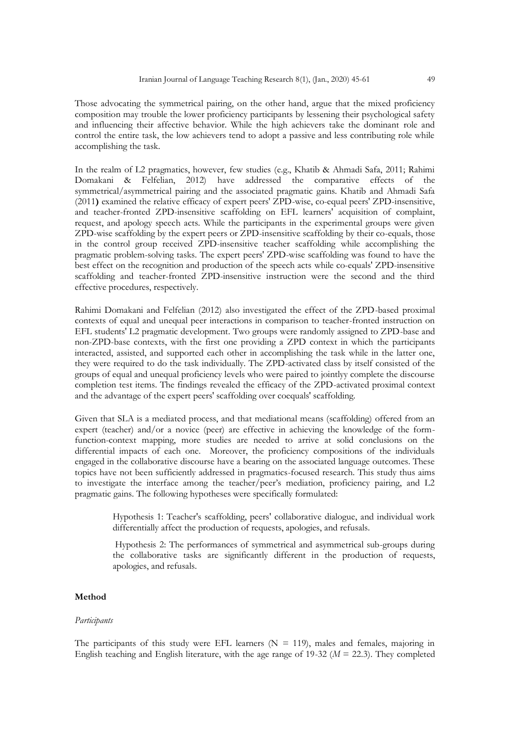Those advocating the symmetrical pairing, on the other hand, argue that the mixed proficiency composition may trouble the lower proficiency participants by lessening their psychological safety and influencing their affective behavior. While the high achievers take the dominant role and control the entire task, the low achievers tend to adopt a passive and less contributing role while accomplishing the task.

In the realm of L2 pragmatics, however, few studies (e.g., Khatib & Ahmadi Safa, 2011; Rahimi Domakani & Felfelian, 2012) have addressed the comparative effects of the symmetrical/asymmetrical pairing and the associated pragmatic gains. Khatib and Ahmadi Safa (2011) examined the relative efficacy of expert peers' ZPD-wise, co-equal peers' ZPD-insensitive, and teacher-fronted ZPD-insensitive scaffolding on EFL learners' acquisition of complaint, request, and apology speech acts. While the participants in the experimental groups were given ZPD-wise scaffolding by the expert peers or ZPD-insensitive scaffolding by their co-equals, those in the control group received ZPD-insensitive teacher scaffolding while accomplishing the pragmatic problem-solving tasks. The expert peers' ZPD-wise scaffolding was found to have the best effect on the recognition and production of the speech acts while co-equals' ZPD-insensitive scaffolding and teacher-fronted ZPD-insensitive instruction were the second and the third effective procedures, respectively.

Rahimi Domakani and Felfelian (2012) also investigated the effect of the ZPD-based proximal contexts of equal and unequal peer interactions in comparison to teacher-fronted instruction on EFL students' L2 pragmatic development. Two groups were randomly assigned to ZPD-base and non-ZPD-base contexts, with the first one providing a ZPD context in which the participants interacted, assisted, and supported each other in accomplishing the task while in the latter one, they were required to do the task individually. The ZPD-activated class by itself consisted of the groups of equal and unequal proficiency levels who were paired to jointlyy complete the discourse completion test items. The findings revealed the efficacy of the ZPD-activated proximal context and the advantage of the expert peers' scaffolding over coequals' scaffolding.

Given that SLA is a mediated process, and that mediational means (scaffolding) offered from an expert (teacher) and/or a novice (peer) are effective in achieving the knowledge of the form-function-context mapping, more studies are needed to arrive at solid conclusions on the differential impacts of each one. Moreover, the proficiency compositions of the individuals engaged in the collaborative discourse have a bearing on the associated language outcomes. These topics have not been sufficiently addressed in pragmatics-focused research. This study thus aims to investigate the interface among the teacher/peer's mediation, proficiency pairing, and L2 pragmatic gains. The following hypotheses were specifically formulated:

> Hypothesis 1: Teacher's scaffolding, peers' collaborative dialogue, and individual work differentially affect the production of requests, apologies, and refusals.
>
> Hypothesis 2: The performances of symmetrical and asymmetrical sub-groups during the collaborative tasks are significantly different in the production of requests, apologies, and refusals.

## Method

### *Participants*

The participants of this study were EFL learners (N = 119), males and females, majoring in English teaching and English literature, with the age range of 19-32 (*M* = 22.3). They completed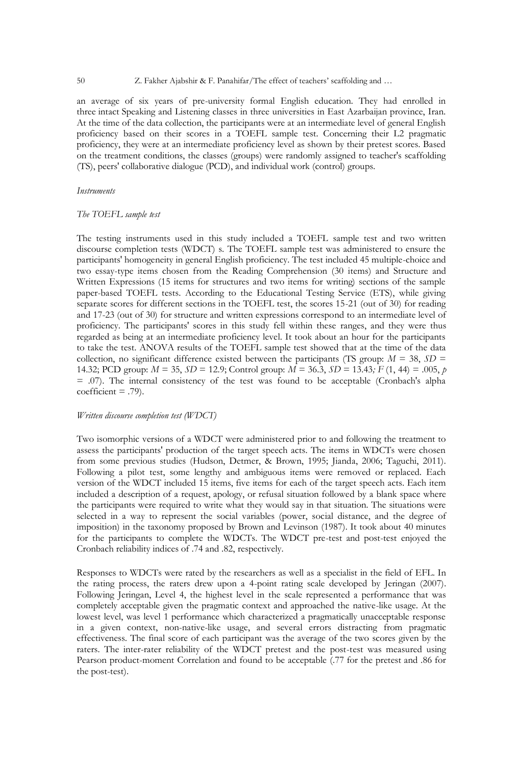an average of six years of pre-university formal English education. They had enrolled in three intact Speaking and Listening classes in three universities in East Azarbaijan province, Iran. At the time of the data collection, the participants were at an intermediate level of general English proficiency based on their scores in a TOEFL sample test. Concerning their L2 pragmatic proficiency, they were at an intermediate proficiency level as shown by their pretest scores. Based on the treatment conditions, the classes (groups) were randomly assigned to teacher's scaffolding (TS), peers' collaborative dialogue (PCD), and individual work (control) groups.

### *Instruments*

#### *The TOEFL sample test*

The testing instruments used in this study included a TOEFL sample test and two written discourse completion tests (WDCT) s. The TOEFL sample test was administered to ensure the participants' homogeneity in general English proficiency. The test included 45 multiple-choice and two essay-type items chosen from the Reading Comprehension (30 items) and Structure and Written Expressions (15 items for structures and two items for writing) sections of the sample paper-based TOEFL tests. According to the Educational Testing Service (ETS), while giving separate scores for different sections in the TOEFL test, the scores 15-21 (out of 30) for reading and 17-23 (out of 30) for structure and written expressions correspond to an intermediate level of proficiency. The participants' scores in this study fell within these ranges, and they were thus regarded as being at an intermediate proficiency level. It took about an hour for the participants to take the test. ANOVA results of the TOEFL sample test showed that at the time of the data collection, no significant difference existed between the participants (TS group: $M$ = 38, $SD$ = 14.32; PCD group: $M$ = 35, $SD$ = 12.9; Control group: $M$ = 36.3, $SD$ = 13.43; $F$ (1, 44) = .005, $p$ = .07). The internal consistency of the test was found to be acceptable (Cronbach's alpha coefficient = .79).

#### *Written discourse completion test (WDCT)*

Two isomorphic versions of a WDCT were administered prior to and following the treatment to assess the participants' production of the target speech acts. The items in WDCTs were chosen from some previous studies (Hudson, Detmer, & Brown, 1995; Jianda, 2006; Taguchi, 2011). Following a pilot test, some lengthy and ambiguous items were removed or replaced. Each version of the WDCT included 15 items, five items for each of the target speech acts. Each item included a description of a request, apology, or refusal situation followed by a blank space where the participants were required to write what they would say in that situation. The situations were selected in a way to represent the social variables (power, social distance, and the degree of imposition) in the taxonomy proposed by Brown and Levinson (1987). It took about 40 minutes for the participants to complete the WDCTs. The WDCT pre-test and post-test enjoyed the Cronbach reliability indices of .74 and .82, respectively.

Responses to WDCTs were rated by the researchers as well as a specialist in the field of EFL. In the rating process, the raters drew upon a 4-point rating scale developed by Jeringan (2007). Following Jeringan, Level 4, the highest level in the scale represented a performance that was completely acceptable given the pragmatic context and approached the native-like usage. At the lowest level, was level 1 performance which characterized a pragmatically unacceptable response in a given context, non-native-like usage, and several errors distracting from pragmatic effectiveness. The final score of each participant was the average of the two scores given by the raters. The inter-rater reliability of the WDCT pretest and the post-test was measured using Pearson product-moment Correlation and found to be acceptable (.77 for the pretest and .86 for the post-test).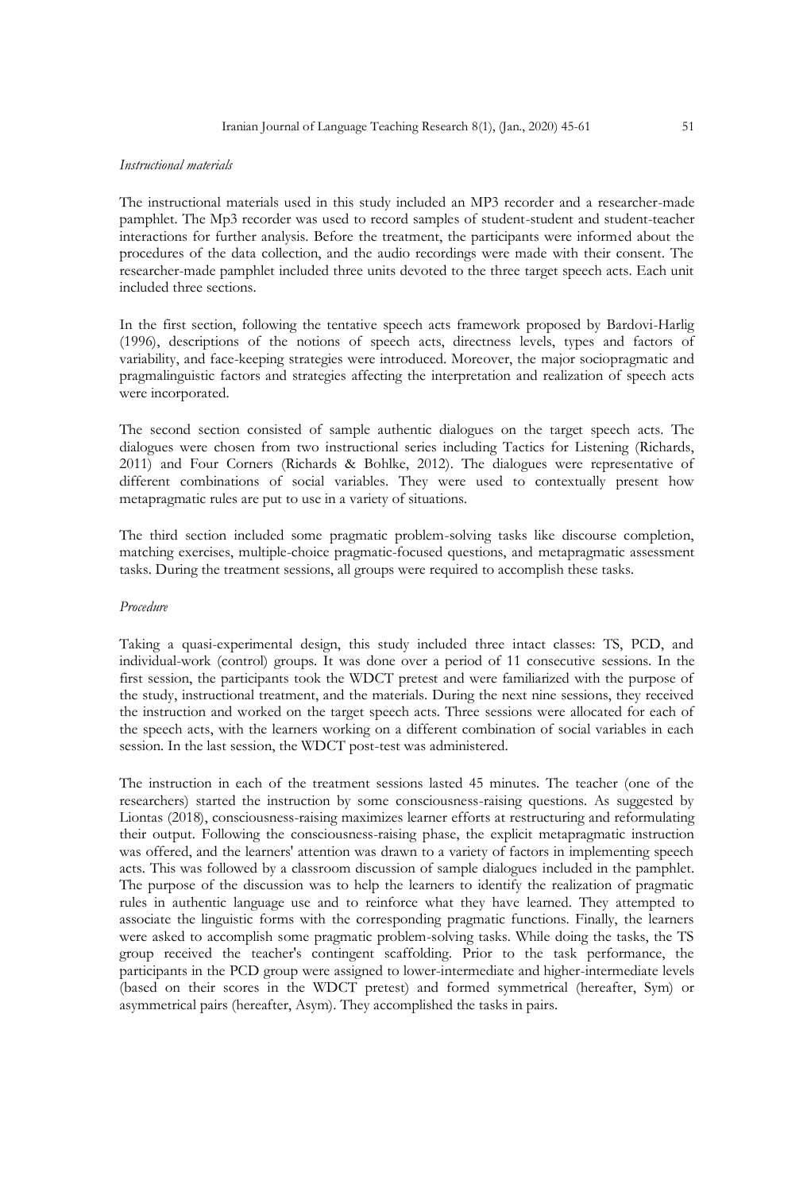*Instructional materials*

The instructional materials used in this study included an MP3 recorder and a researcher-made pamphlet. The Mp3 recorder was used to record samples of student-student and student-teacher interactions for further analysis. Before the treatment, the participants were informed about the procedures of the data collection, and the audio recordings were made with their consent. The researcher-made pamphlet included three units devoted to the three target speech acts. Each unit included three sections.

In the first section, following the tentative speech acts framework proposed by Bardovi-Harlig (1996), descriptions of the notions of speech acts, directness levels, types and factors of variability, and face-keeping strategies were introduced. Moreover, the major sociopragmatic and pragmalinguistic factors and strategies affecting the interpretation and realization of speech acts were incorporated.

The second section consisted of sample authentic dialogues on the target speech acts. The dialogues were chosen from two instructional series including Tactics for Listening (Richards, 2011) and Four Corners (Richards & Bohlke, 2012). The dialogues were representative of different combinations of social variables. They were used to contextually present how metapragmatic rules are put to use in a variety of situations.

The third section included some pragmatic problem-solving tasks like discourse completion, matching exercises, multiple-choice pragmatic-focused questions, and metapragmatic assessment tasks. During the treatment sessions, all groups were required to accomplish these tasks.

*Procedure*

Taking a quasi-experimental design, this study included three intact classes: TS, PCD, and individual-work (control) groups. It was done over a period of 11 consecutive sessions. In the first session, the participants took the WDCT pretest and were familiarized with the purpose of the study, instructional treatment, and the materials. During the next nine sessions, they received the instruction and worked on the target speech acts. Three sessions were allocated for each of the speech acts, with the learners working on a different combination of social variables in each session. In the last session, the WDCT post-test was administered.

The instruction in each of the treatment sessions lasted 45 minutes. The teacher (one of the researchers) started the instruction by some consciousness-raising questions. As suggested by Liontas (2018), consciousness-raising maximizes learner efforts at restructuring and reformulating their output. Following the consciousness-raising phase, the explicit metapragmatic instruction was offered, and the learners' attention was drawn to a variety of factors in implementing speech acts. This was followed by a classroom discussion of sample dialogues included in the pamphlet. The purpose of the discussion was to help the learners to identify the realization of pragmatic rules in authentic language use and to reinforce what they have learned. They attempted to associate the linguistic forms with the corresponding pragmatic functions. Finally, the learners were asked to accomplish some pragmatic problem-solving tasks. While doing the tasks, the TS group received the teacher's contingent scaffolding. Prior to the task performance, the participants in the PCD group were assigned to lower-intermediate and higher-intermediate levels (based on their scores in the WDCT pretest) and formed symmetrical (hereafter, Sym) or asymmetrical pairs (hereafter, Asym). They accomplished the tasks in pairs.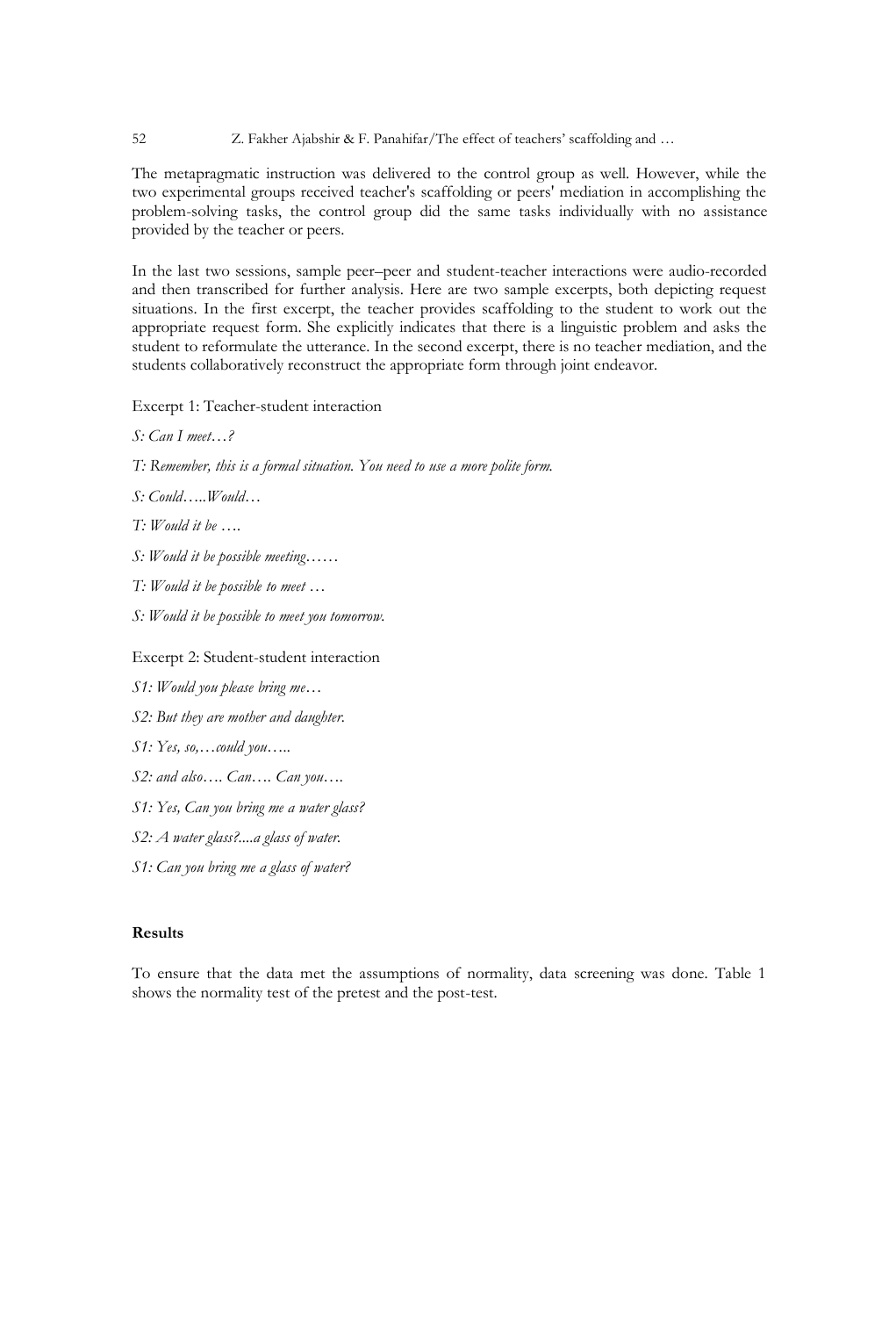The metapragmatic instruction was delivered to the control group as well. However, while the two experimental groups received teacher's scaffolding or peers' mediation in accomplishing the problem-solving tasks, the control group did the same tasks individually with no assistance provided by the teacher or peers.

In the last two sessions, sample peer–peer and student-teacher interactions were audio-recorded and then transcribed for further analysis. Here are two sample excerpts, both depicting request situations. In the first excerpt, the teacher provides scaffolding to the student to work out the appropriate request form. She explicitly indicates that there is a linguistic problem and asks the student to reformulate the utterance. In the second excerpt, there is no teacher mediation, and the students collaboratively reconstruct the appropriate form through joint endeavor.

Excerpt 1: Teacher-student interaction

*S: Can I meet…?*

*T: Remember, this is a formal situation. You need to use a more polite form.*

*S: Could…..Would…*

*T: Would it be ….*

*S: Would it be possible meeting……*

*T: Would it be possible to meet …*

*S: Would it be possible to meet you tomorrow.*

Excerpt 2: Student-student interaction

*S1: Would you please bring me…*

*S2: But they are mother and daughter.*

*S1: Yes, so,…could you…..*

*S2: and also…. Can…. Can you….*

*S1: Yes, Can you bring me a water glass?*

*S2: A water glass?....a glass of water.*

*S1: Can you bring me a glass of water?*

## Results

To ensure that the data met the assumptions of normality, data screening was done. Table 1 shows the normality test of the pretest and the post-test.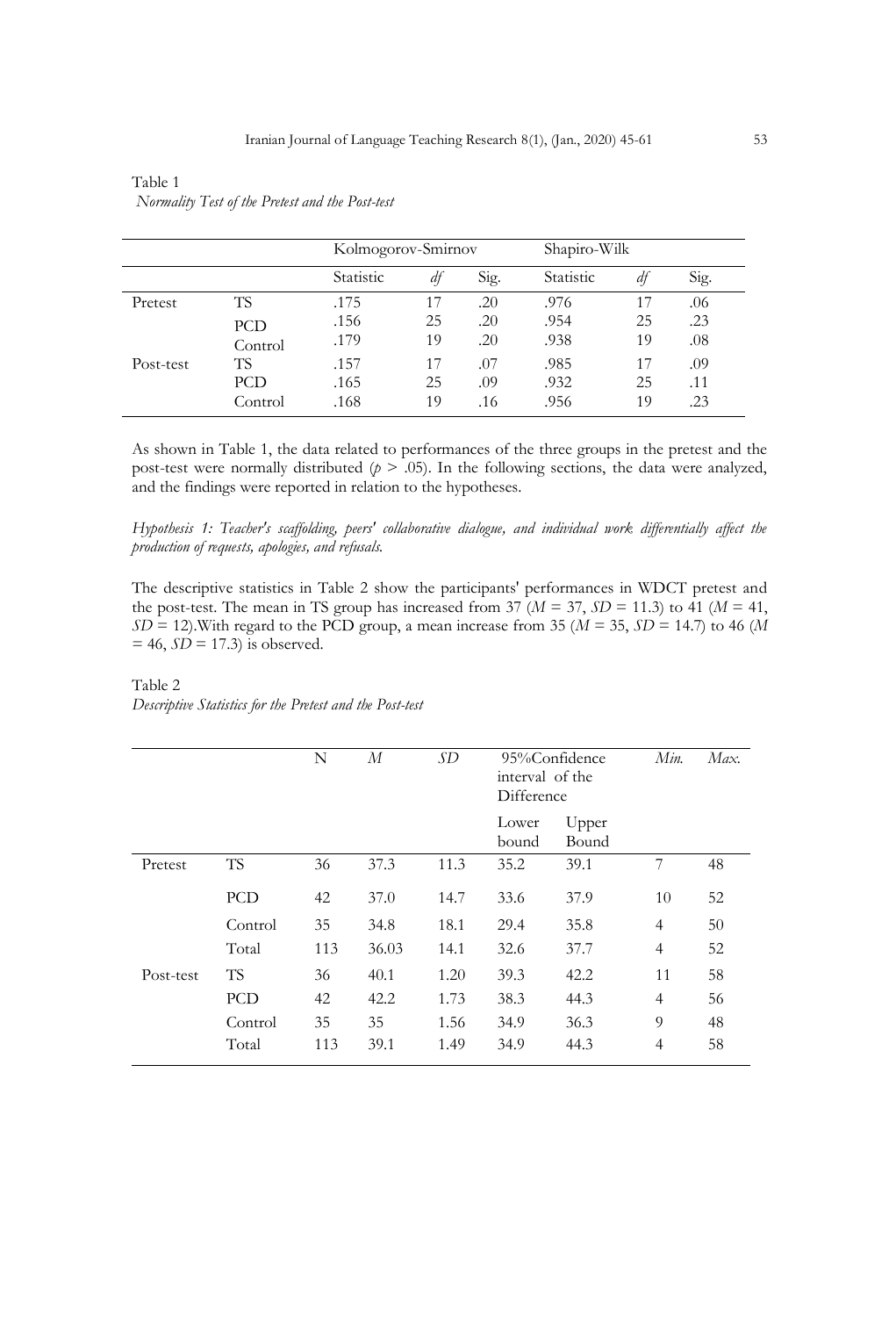Table 1

*Normality Test of the Pretest and the Post-test*

| | | Kolmogorov-Smirnov | | | Shapiro-Wilk | | |
|---|---|---|---|---|---|---|---|
| | | Statistic | *df* | Sig. | Statistic | *df* | Sig. |
| Pretest | TS | .175 | 17 | .20 | .976 | 17 | .06 |
| | PCD | .156 | 25 | .20 | .954 | 25 | .23 |
| | Control | .179 | 19 | .20 | .938 | 19 | .08 |
| Post-test | TS | .157 | 17 | .07 | .985 | 17 | .09 |
| | PCD | .165 | 25 | .09 | .932 | 25 | .11 |
| | Control | .168 | 19 | .16 | .956 | 19 | .23 |

As shown in Table 1, the data related to performances of the three groups in the pretest and the post-test were normally distributed ($p$ > .05). In the following sections, the data were analyzed, and the findings were reported in relation to the hypotheses.

*Hypothesis 1: Teacher's scaffolding, peers' collaborative dialogue, and individual work differentially affect the production of requests, apologies, and refusals.*

The descriptive statistics in Table 2 show the participants' performances in WDCT pretest and the post-test. The mean in TS group has increased from 37 ($M$ = 37, $SD$ = 11.3) to 41 ($M$ = 41, $SD$ = 12).With regard to the PCD group, a mean increase from 35 ($M$ = 35, $SD$ = 14.7) to 46 ($M$ = 46, $SD$ = 17.3) is observed.

Table 2

*Descriptive Statistics for the Pretest and the Post-test*

| | | N | *M* | *SD* | 95%Confidence interval of the Difference | | *Min.* | *Max.* |
|---|---|---|---|---|---|---|---|---|
| | | | | | Lower bound | Upper Bound | | |
| Pretest | TS | 36 | 37.3 | 11.3 | 35.2 | 39.1 | 7 | 48 |
| | PCD | 42 | 37.0 | 14.7 | 33.6 | 37.9 | 10 | 52 |
| | Control | 35 | 34.8 | 18.1 | 29.4 | 35.8 | 4 | 50 |
| | Total | 113 | 36.03 | 14.1 | 32.6 | 37.7 | 4 | 52 |
| Post-test | TS | 36 | 40.1 | 1.20 | 39.3 | 42.2 | 11 | 58 |
| | PCD | 42 | 42.2 | 1.73 | 38.3 | 44.3 | 4 | 56 |
| | Control | 35 | 35 | 1.56 | 34.9 | 36.3 | 9 | 48 |
| | Total | 113 | 39.1 | 1.49 | 34.9 | 44.3 | 4 | 58 |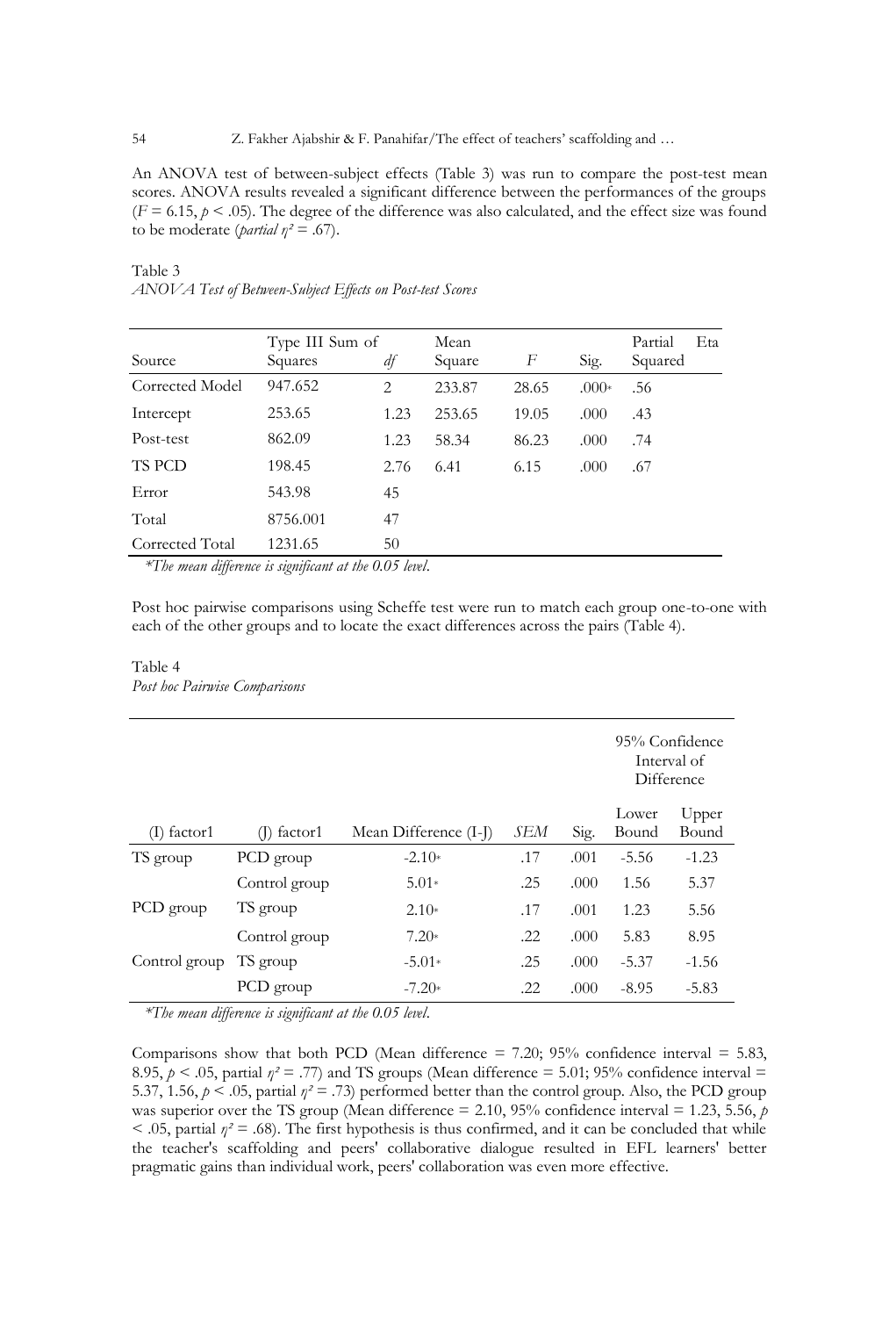An ANOVA test of between-subject effects (Table 3) was run to compare the post-test mean scores. ANOVA results revealed a significant difference between the performances of the groups ($F = 6.15$, $p < .05$). The degree of the difference was also calculated, and the effect size was found to be moderate (*partial* $\eta^2 = .67$).

Table 3
*ANOVA Test of Between-Subject Effects on Post-test Scores*

| Source | Type III Sum of Squares | *df* | Mean Square | *F* | Sig. | Partial Eta Squared |
|---|---|---|---|---|---|---|
| Corrected Model | 947.652 | 2 | 233.87 | 28.65 | .000* | .56 |
| Intercept | 253.65 | 1.23 | 253.65 | 19.05 | .000 | .43 |
| Post-test | 862.09 | 1.23 | 58.34 | 86.23 | .000 | .74 |
| TS PCD | 198.45 | 2.76 | 6.41 | 6.15 | .000 | .67 |
| Error | 543.98 | 45 | | | | |
| Total | 8756.001 | 47 | | | | |
| Corrected Total | 1231.65 | 50 | | | | |

*\*The mean difference is significant at the 0.05 level.*

Post hoc pairwise comparisons using Scheffe test were run to match each group one-to-one with each of the other groups and to locate the exact differences across the pairs (Table 4).

Table 4
*Post hoc Pairwise Comparisons*

| | | | | | 95% Confidence Interval of Difference | |
|---|---|---|---|---|---|---|
| (I) factor1 | (J) factor1 | Mean Difference (I-J) | *SEM* | Sig. | Lower Bound | Upper Bound |
| TS group | PCD group | -2.10* | .17 | .001 | -5.56 | -1.23 |
| | Control group | 5.01* | .25 | .000 | 1.56 | 5.37 |
| PCD group | TS group | 2.10* | .17 | .001 | 1.23 | 5.56 |
| | Control group | 7.20* | .22 | .000 | 5.83 | 8.95 |
| Control group | TS group | -5.01* | .25 | .000 | -5.37 | -1.56 |
| | PCD group | -7.20* | .22 | .000 | -8.95 | -5.83 |

*\*The mean difference is significant at the 0.05 level.*

Comparisons show that both PCD (Mean difference = 7.20; 95% confidence interval = 5.83, 8.95, $p < .05$, partial $\eta^2 = .77$) and TS groups (Mean difference = 5.01; 95% confidence interval = 5.37, 1.56, $p < .05$, partial $\eta^2 = .73$) performed better than the control group. Also, the PCD group was superior over the TS group (Mean difference = 2.10, 95% confidence interval = 1.23, 5.56, $p < .05$, partial $\eta^2 = .68$). The first hypothesis is thus confirmed, and it can be concluded that while the teacher's scaffolding and peers' collaborative dialogue resulted in EFL learners' better pragmatic gains than individual work, peers' collaboration was even more effective.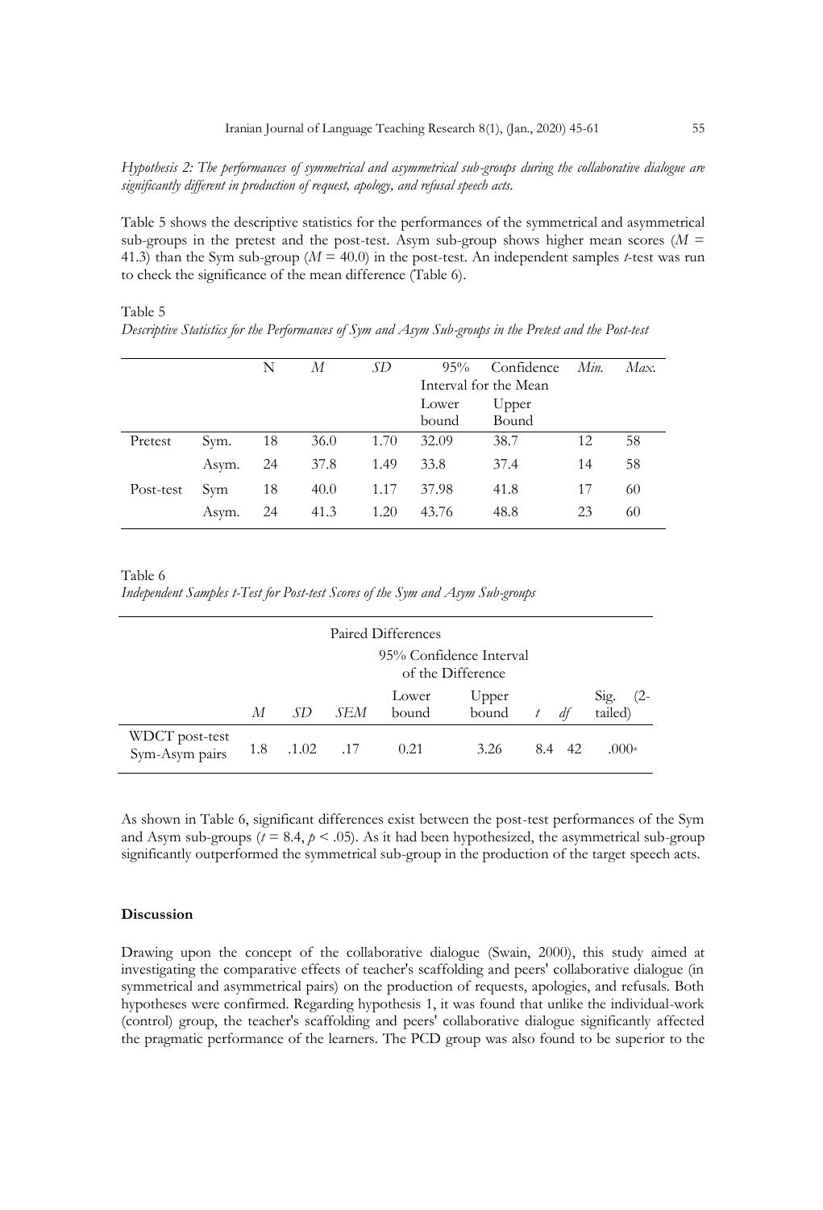*Hypothesis 2: The performances of symmetrical and asymmetrical sub-groups during the collaborative dialogue are significantly different in production of request, apology, and refusal speech acts.*

Table 5 shows the descriptive statistics for the performances of the symmetrical and asymmetrical sub-groups in the pretest and the post-test. Asym sub-group shows higher mean scores ($M$ = 41.3) than the Sym sub-group ($M$ = 40.0) in the post-test. An independent samples $t$-test was run to check the significance of the mean difference (Table 6).

Table 5
*Descriptive Statistics for the Performances of Sym and Asym Sub-groups in the Pretest and the Post-test*

| | | N | *M* | *SD* | 95% Confidence Interval for the Mean | | *Min.* | *Max.* |
|---|---|---|---|---|---|---|---|---|
| | | | | | Lower bound | Upper Bound | | |
| Pretest | Sym. | 18 | 36.0 | 1.70 | 32.09 | 38.7 | 12 | 58 |
| | Asym. | 24 | 37.8 | 1.49 | 33.8 | 37.4 | 14 | 58 |
| Post-test | Sym | 18 | 40.0 | 1.17 | 37.98 | 41.8 | 17 | 60 |
| | Asym. | 24 | 41.3 | 1.20 | 43.76 | 48.8 | 23 | 60 |

Table 6
*Independent Samples t-Test for Post-test Scores of the Sym and Asym Sub-groups*

| | Paired Differences | | | | | | | |
|---|---|---|---|---|---|---|---|---|
| | | | | 95% Confidence Interval of the Difference | | | | |
| | *M* | *SD* | *SEM* | Lower bound | Upper bound | *t* | *df* | Sig. (2-tailed) |
| WDCT post-test Sym-Asym pairs | 1.8 | .1.02 | .17 | 0.21 | 3.26 | 8.4 | 42 | .000* |

As shown in Table 6, significant differences exist between the post-test performances of the Sym and Asym sub-groups ($t$ = 8.4, $p$ < .05). As it had been hypothesized, the asymmetrical sub-group significantly outperformed the symmetrical sub-group in the production of the target speech acts.

## Discussion

Drawing upon the concept of the collaborative dialogue (Swain, 2000), this study aimed at investigating the comparative effects of teacher's scaffolding and peers' collaborative dialogue (in symmetrical and asymmetrical pairs) on the production of requests, apologies, and refusals. Both hypotheses were confirmed. Regarding hypothesis 1, it was found that unlike the individual-work (control) group, the teacher's scaffolding and peers' collaborative dialogue significantly affected the pragmatic performance of the learners. The PCD group was also found to be superior to the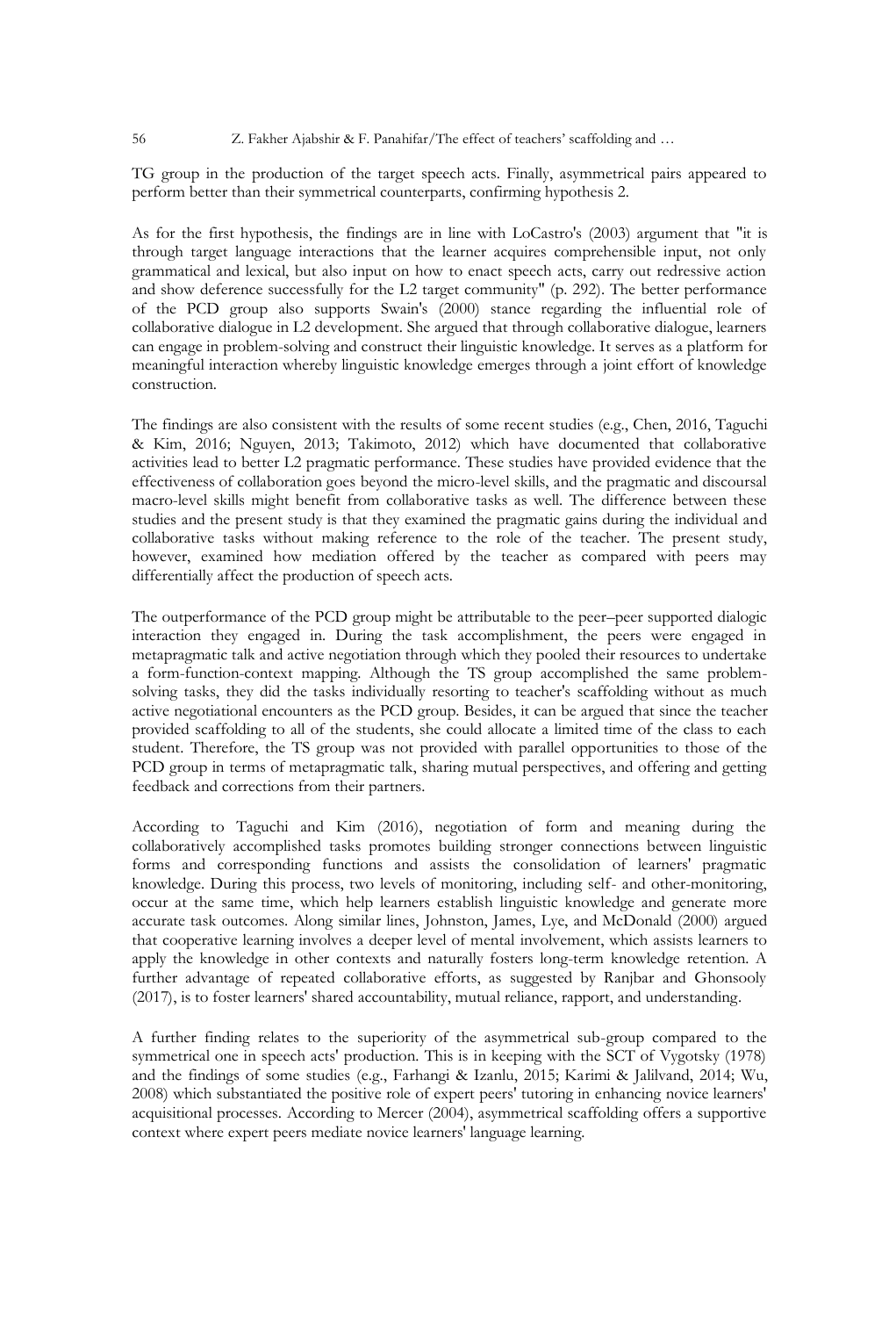TG group in the production of the target speech acts. Finally, asymmetrical pairs appeared to perform better than their symmetrical counterparts, confirming hypothesis 2.

As for the first hypothesis, the findings are in line with LoCastro's (2003) argument that "it is through target language interactions that the learner acquires comprehensible input, not only grammatical and lexical, but also input on how to enact speech acts, carry out redressive action and show deference successfully for the L2 target community" (p. 292). The better performance of the PCD group also supports Swain's (2000) stance regarding the influential role of collaborative dialogue in L2 development. She argued that through collaborative dialogue, learners can engage in problem-solving and construct their linguistic knowledge. It serves as a platform for meaningful interaction whereby linguistic knowledge emerges through a joint effort of knowledge construction.

The findings are also consistent with the results of some recent studies (e.g., Chen, 2016, Taguchi & Kim, 2016; Nguyen, 2013; Takimoto, 2012) which have documented that collaborative activities lead to better L2 pragmatic performance. These studies have provided evidence that the effectiveness of collaboration goes beyond the micro-level skills, and the pragmatic and discoursal macro-level skills might benefit from collaborative tasks as well. The difference between these studies and the present study is that they examined the pragmatic gains during the individual and collaborative tasks without making reference to the role of the teacher. The present study, however, examined how mediation offered by the teacher as compared with peers may differentially affect the production of speech acts.

The outperformance of the PCD group might be attributable to the peer–peer supported dialogic interaction they engaged in. During the task accomplishment, the peers were engaged in metapragmatic talk and active negotiation through which they pooled their resources to undertake a form-function-context mapping. Although the TS group accomplished the same problem-solving tasks, they did the tasks individually resorting to teacher's scaffolding without as much active negotiational encounters as the PCD group. Besides, it can be argued that since the teacher provided scaffolding to all of the students, she could allocate a limited time of the class to each student. Therefore, the TS group was not provided with parallel opportunities to those of the PCD group in terms of metapragmatic talk, sharing mutual perspectives, and offering and getting feedback and corrections from their partners.

According to Taguchi and Kim (2016), negotiation of form and meaning during the collaboratively accomplished tasks promotes building stronger connections between linguistic forms and corresponding functions and assists the consolidation of learners' pragmatic knowledge. During this process, two levels of monitoring, including self- and other-monitoring, occur at the same time, which help learners establish linguistic knowledge and generate more accurate task outcomes. Along similar lines, Johnston, James, Lye, and McDonald (2000) argued that cooperative learning involves a deeper level of mental involvement, which assists learners to apply the knowledge in other contexts and naturally fosters long-term knowledge retention. A further advantage of repeated collaborative efforts, as suggested by Ranjbar and Ghonsooly (2017), is to foster learners' shared accountability, mutual reliance, rapport, and understanding.

A further finding relates to the superiority of the asymmetrical sub-group compared to the symmetrical one in speech acts' production. This is in keeping with the SCT of Vygotsky (1978) and the findings of some studies (e.g., Farhangi & Izanlu, 2015; Karimi & Jalilvand, 2014; Wu, 2008) which substantiated the positive role of expert peers' tutoring in enhancing novice learners' acquisitional processes. According to Mercer (2004), asymmetrical scaffolding offers a supportive context where expert peers mediate novice learners' language learning.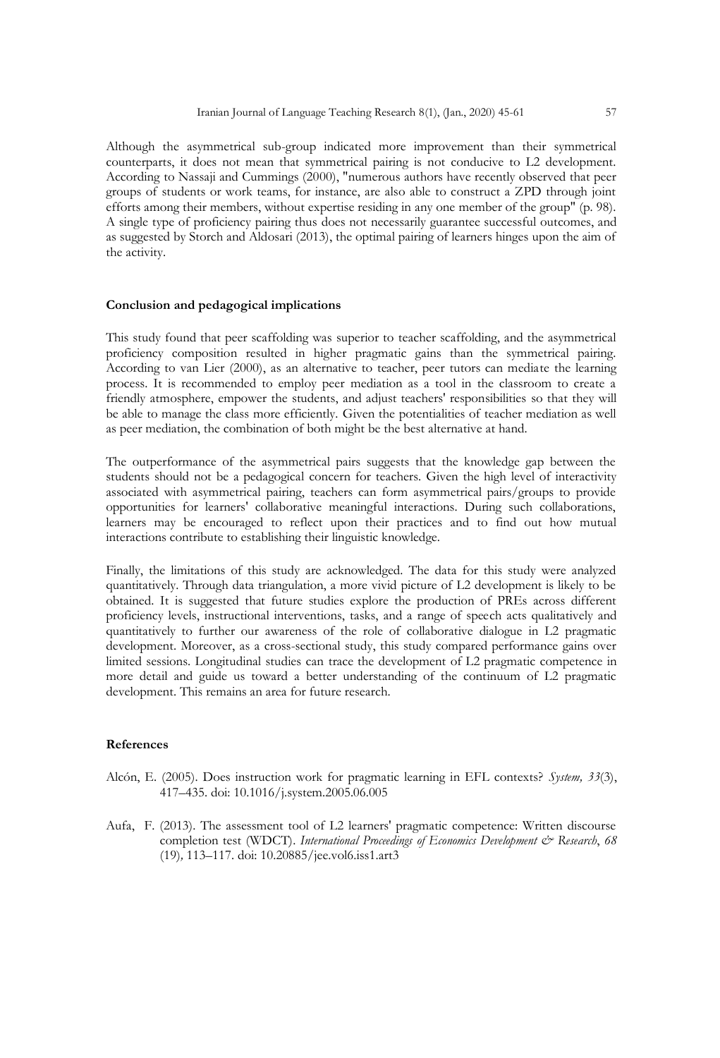Although the asymmetrical sub-group indicated more improvement than their symmetrical counterparts, it does not mean that symmetrical pairing is not conducive to L2 development. According to Nassaji and Cummings (2000), "numerous authors have recently observed that peer groups of students or work teams, for instance, are also able to construct a ZPD through joint efforts among their members, without expertise residing in any one member of the group" (p. 98). A single type of proficiency pairing thus does not necessarily guarantee successful outcomes, and as suggested by Storch and Aldosari (2013), the optimal pairing of learners hinges upon the aim of the activity.

## Conclusion and pedagogical implications

This study found that peer scaffolding was superior to teacher scaffolding, and the asymmetrical proficiency composition resulted in higher pragmatic gains than the symmetrical pairing. According to van Lier (2000), as an alternative to teacher, peer tutors can mediate the learning process. It is recommended to employ peer mediation as a tool in the classroom to create a friendly atmosphere, empower the students, and adjust teachers' responsibilities so that they will be able to manage the class more efficiently. Given the potentialities of teacher mediation as well as peer mediation, the combination of both might be the best alternative at hand.

The outperformance of the asymmetrical pairs suggests that the knowledge gap between the students should not be a pedagogical concern for teachers. Given the high level of interactivity associated with asymmetrical pairing, teachers can form asymmetrical pairs/groups to provide opportunities for learners' collaborative meaningful interactions. During such collaborations, learners may be encouraged to reflect upon their practices and to find out how mutual interactions contribute to establishing their linguistic knowledge.

Finally, the limitations of this study are acknowledged. The data for this study were analyzed quantitatively. Through data triangulation, a more vivid picture of L2 development is likely to be obtained. It is suggested that future studies explore the production of PREs across different proficiency levels, instructional interventions, tasks, and a range of speech acts qualitatively and quantitatively to further our awareness of the role of collaborative dialogue in L2 pragmatic development. Moreover, as a cross-sectional study, this study compared performance gains over limited sessions. Longitudinal studies can trace the development of L2 pragmatic competence in more detail and guide us toward a better understanding of the continuum of L2 pragmatic development. This remains an area for future research.

## References

Alcón, E. (2005). Does instruction work for pragmatic learning in EFL contexts? *System, 33*(3), 417–435. doi: 10.1016/j.system.2005.06.005

Aufa, F. (2013). The assessment tool of L2 learners' pragmatic competence: Written discourse completion test (WDCT). *International Proceedings of Economics Development & Research*, *68* (19), 113–117. doi: 10.20885/jee.vol6.iss1.art3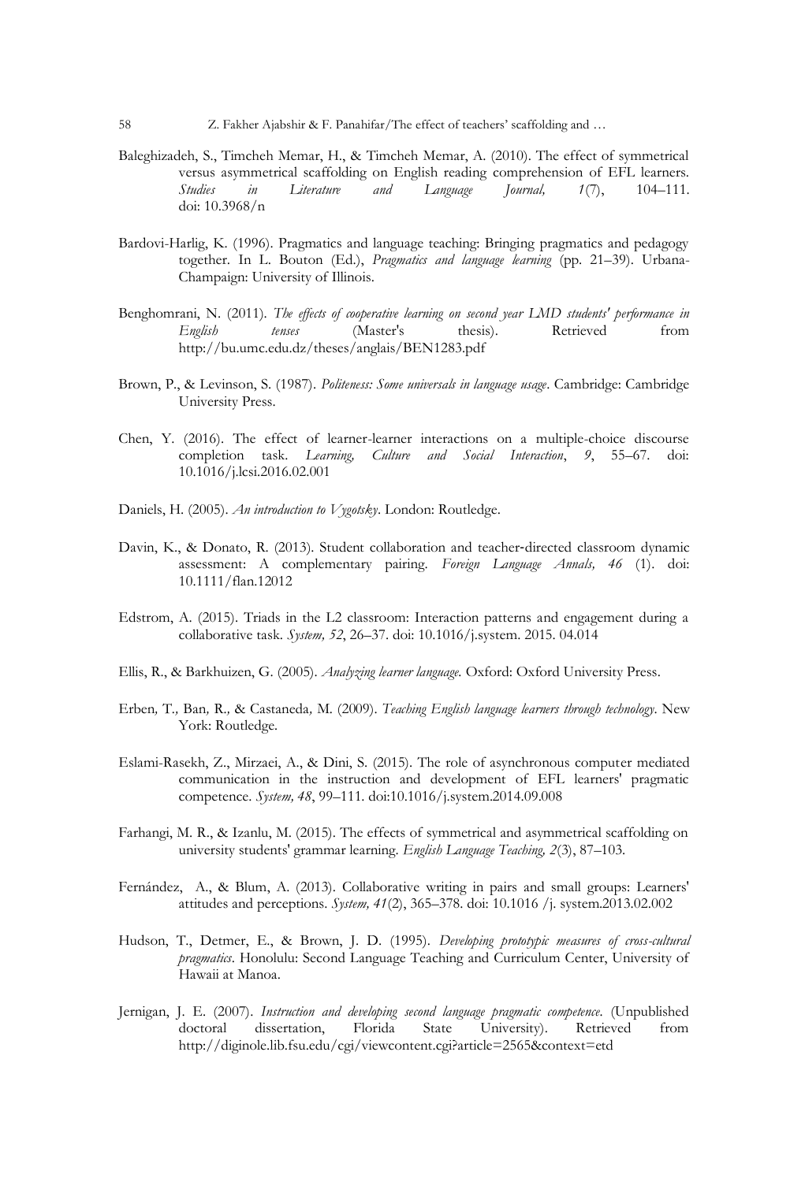Baleghizadeh, S., Timcheh Memar, H., & Timcheh Memar, A. (2010). The effect of symmetrical versus asymmetrical scaffolding on English reading comprehension of EFL learners. *Studies in Literature and Language Journal, 1*(7), 104–111. doi: 10.3968/n

Bardovi-Harlig, K. (1996). Pragmatics and language teaching: Bringing pragmatics and pedagogy together. In L. Bouton (Ed.), *Pragmatics and language learning* (pp. 21–39). Urbana-Champaign: University of Illinois.

Benghomrani, N. (2011). *The effects of cooperative learning on second year LMD students' performance in English tenses* (Master's thesis). Retrieved from http://bu.umc.edu.dz/theses/anglais/BEN1283.pdf

Brown, P., & Levinson, S. (1987). *Politeness: Some universals in language usage*. Cambridge: Cambridge University Press.

Chen, Y. (2016). The effect of learner-learner interactions on a multiple-choice discourse completion task. *Learning, Culture and Social Interaction*, *9*, 55–67. doi: 10.1016/j.lcsi.2016.02.001

Daniels, H. (2005). *An introduction to Vygotsky*. London: Routledge.

Davin, K., & Donato, R. (2013). Student collaboration and teacher‐directed classroom dynamic assessment: A complementary pairing. *Foreign Language Annals, 46* (1). doi: 10.1111/flan.12012

Edstrom, A. (2015). Triads in the L2 classroom: Interaction patterns and engagement during a collaborative task. *System, 52*, 26–37. doi: 10.1016/j.system. 2015. 04.014

Ellis, R., & Barkhuizen, G. (2005). *Analyzing learner language.* Oxford: Oxford University Press.

Erben*,* T.*,* Ban*,* R.*,* & Castaneda*,* M. (2009). *Teaching English language learners through technology*. New York: Routledge.

Eslami-Rasekh, Z., Mirzaei, A., & Dini, S. (2015). The role of asynchronous computer mediated communication in the instruction and development of EFL learners' pragmatic competence. *System, 48*, 99–111. doi:10.1016/j.system.2014.09.008

Farhangi, M. R., & Izanlu, M. (2015). The effects of symmetrical and asymmetrical scaffolding on university students' grammar learning. *English Language Teaching, 2*(3), 87–103.

Fernández, A., & Blum, A. (2013). Collaborative writing in pairs and small groups: Learners' attitudes and perceptions. *System, 41*(2), 365–378. doi: 10.1016 /j. system.2013.02.002

Hudson, T., Detmer, E., & Brown, J. D. (1995). *Developing prototypic measures of cross-cultural pragmatics*. Honolulu: Second Language Teaching and Curriculum Center, University of Hawaii at Manoa.

Jernigan, J. E. (2007). *Instruction and developing second language pragmatic competence*. (Unpublished doctoral dissertation, Florida State University). Retrieved from http://diginole.lib.fsu.edu/cgi/viewcontent.cgi?article=2565&context=etd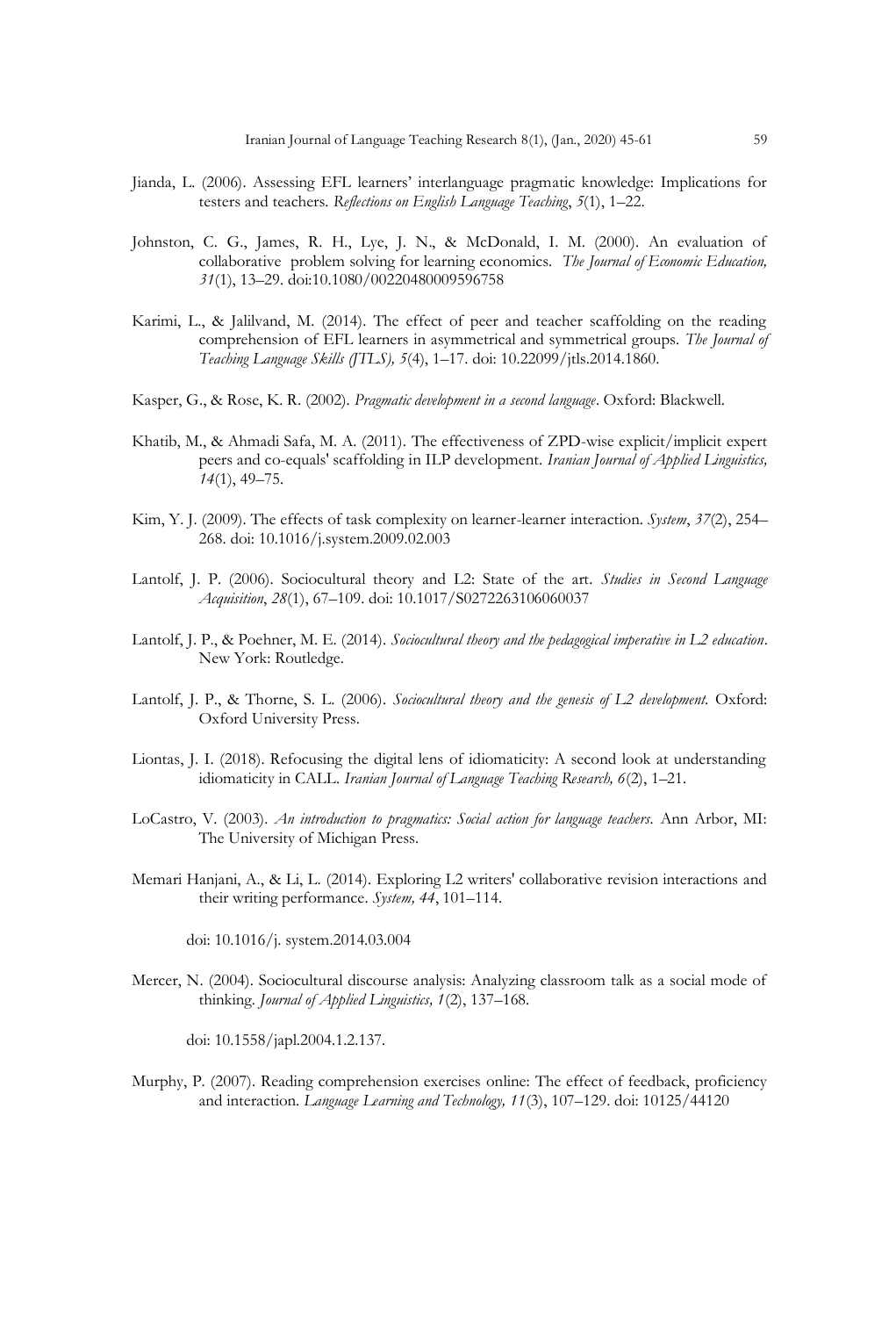Jianda, L. (2006). Assessing EFL learners' interlanguage pragmatic knowledge: Implications for testers and teachers. *Reflections on English Language Teaching*, *5*(1), 1–22.

Johnston, C. G., James, R. H., Lye, J. N., & McDonald, I. M. (2000). An evaluation of collaborative problem solving for learning economics. *The Journal of Economic Education, 31*(1), 13–29. doi:10.1080/00220480009596758

Karimi, L., & Jalilvand, M. (2014). The effect of peer and teacher scaffolding on the reading comprehension of EFL learners in asymmetrical and symmetrical groups. *The Journal of Teaching Language Skills (JTLS), 5*(4), 1–17. doi: 10.22099/jtls.2014.1860.

Kasper, G., & Rose, K. R. (2002). *Pragmatic development in a second language*. Oxford: Blackwell.

Khatib, M., & Ahmadi Safa, M. A. (2011). The effectiveness of ZPD-wise explicit/implicit expert peers and co-equals' scaffolding in ILP development. *Iranian Journal of Applied Linguistics, 14*(1), 49–75.

Kim, Y. J. (2009). The effects of task complexity on learner-learner interaction. *System*, *37*(2), 254–268. doi: 10.1016/j.system.2009.02.003

Lantolf, J. P. (2006). Sociocultural theory and L2: State of the art. *Studies in Second Language Acquisition*, *28*(1), 67–109. doi: 10.1017/S0272263106060037

Lantolf, J. P., & Poehner, M. E. (2014). *Sociocultural theory and the pedagogical imperative in L2 education*. New York: Routledge.

Lantolf, J. P., & Thorne, S. L. (2006). *Sociocultural theory and the genesis of L2 development.* Oxford: Oxford University Press.

Liontas, J. I. (2018). Refocusing the digital lens of idiomaticity: A second look at understanding idiomaticity in CALL. *Iranian Journal of Language Teaching Research, 6*(2), 1–21.

LoCastro, V. (2003). *An introduction to pragmatics: Social action for language teachers.* Ann Arbor, MI: The University of Michigan Press.

Memari Hanjani, A., & Li, L. (2014). Exploring L2 writers' collaborative revision interactions and their writing performance. *System, 44*, 101–114.

doi: 10.1016/j. system.2014.03.004

Mercer, N. (2004). Sociocultural discourse analysis: Analyzing classroom talk as a social mode of thinking. *Journal of Applied Linguistics, 1*(2), 137–168.

doi: 10.1558/japl.2004.1.2.137.

Murphy, P. (2007). Reading comprehension exercises online: The effect of feedback, proficiency and interaction. *Language Learning and Technology, 11*(3), 107–129. doi: 10125/44120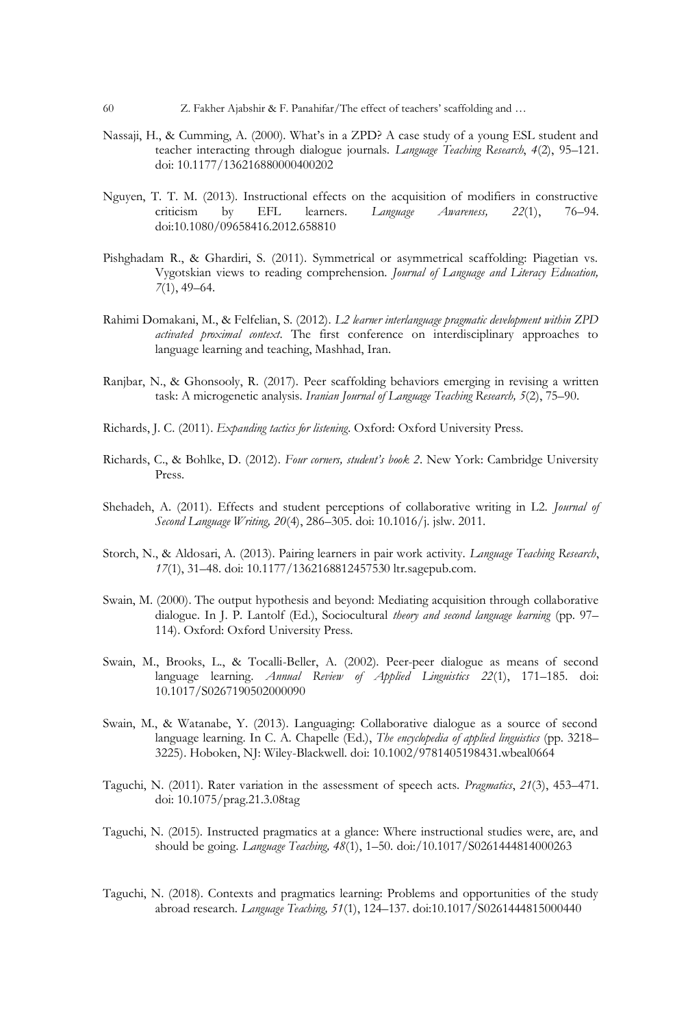Nassaji, H., & Cumming, A. (2000). What's in a ZPD? A case study of a young ESL student and teacher interacting through dialogue journals. *Language Teaching Research*, *4*(2), 95–121. doi: 10.1177/136216880000400202

Nguyen, T. T. M. (2013). Instructional effects on the acquisition of modifiers in constructive criticism by EFL learners. *Language Awareness,* *22*(1), 76–94. doi:10.1080/09658416.2012.658810

Pishghadam R., & Ghardiri, S. (2011). Symmetrical or asymmetrical scaffolding: Piagetian vs. Vygotskian views to reading comprehension. *Journal of Language and Literacy Education,* *7*(1), 49–64.

Rahimi Domakani, M., & Felfelian, S. (2012). *L2 learner interlanguage pragmatic development within ZPD activated proximal context*. The first conference on interdisciplinary approaches to language learning and teaching, Mashhad, Iran.

Ranjbar, N., & Ghonsooly, R. (2017). Peer scaffolding behaviors emerging in revising a written task: A microgenetic analysis. *Iranian Journal of Language Teaching Research,* *5*(2), 75–90.

Richards, J. C. (2011). *Expanding tactics for listening*. Oxford: Oxford University Press.

Richards, C., & Bohlke, D. (2012). *Four corners, student's book 2*. New York: Cambridge University Press.

Shehadeh, A. (2011). Effects and student perceptions of collaborative writing in L2. *Journal of Second Language Writing,* *20*(4), 286–305. doi: 10.1016/j. jslw. 2011.

Storch, N., & Aldosari, A. (2013). Pairing learners in pair work activity. *Language Teaching Research*, *17*(1), 31–48. doi: 10.1177/1362168812457530 ltr.sagepub.com.

Swain, M. (2000). The output hypothesis and beyond: Mediating acquisition through collaborative dialogue. In J. P. Lantolf (Ed.), Sociocultural *theory and second language learning* (pp. 97–114). Oxford: Oxford University Press.

Swain, M., Brooks, L., & Tocalli-Beller, A. (2002). Peer-peer dialogue as means of second language learning. *Annual Review of Applied Linguistics* *22*(1), 171–185. doi: 10.1017/S0267190502000090

Swain, M., & Watanabe, Y. (2013). Languaging: Collaborative dialogue as a source of second language learning. In C. A. Chapelle (Ed.), *The encyclopedia of applied linguistics* (pp. 3218–3225). Hoboken, NJ: Wiley-Blackwell. doi: 10.1002/9781405198431.wbeal0664

Taguchi, N. (2011). Rater variation in the assessment of speech acts. *Pragmatics*, *21*(3), 453–471. doi: 10.1075/prag.21.3.08tag

Taguchi, N. (2015). Instructed pragmatics at a glance: Where instructional studies were, are, and should be going. *Language Teaching,* *48*(1), 1–50. doi:/10.1017/S0261444814000263

Taguchi, N. (2018). Contexts and pragmatics learning: Problems and opportunities of the study abroad research. *Language Teaching,* *51*(1), 124–137. doi:10.1017/S0261444815000440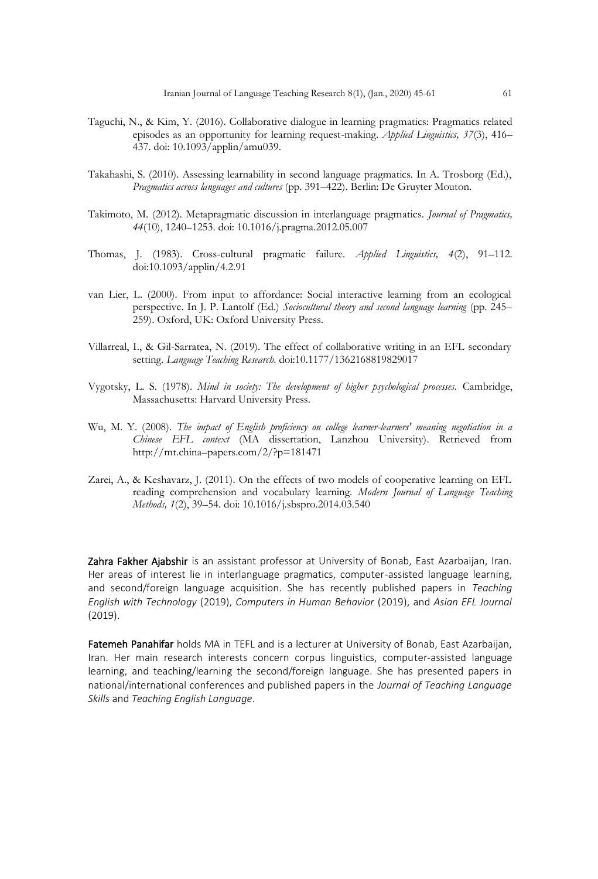Taguchi, N., & Kim, Y. (2016). Collaborative dialogue in learning pragmatics: Pragmatics related episodes as an opportunity for learning request-making. *Applied Linguistics, 37*(3), 416–437. doi: 10.1093/applin/amu039.

Takahashi, S. (2010). Assessing learnability in second language pragmatics. In A. Trosborg (Ed.), *Pragmatics across languages and cultures* (pp. 391–422). Berlin: De Gruyter Mouton.

Takimoto, M. (2012). Metapragmatic discussion in interlanguage pragmatics. *Journal of Pragmatics, 44*(10), 1240–1253. doi: 10.1016/j.pragma.2012.05.007

Thomas, J. (1983). Cross-cultural pragmatic failure. *Applied Linguistics, 4*(2), 91–112. doi:10.1093/applin/4.2.91

van Lier, L. (2000). From input to affordance: Social interactive learning from an ecological perspective. In J. P. Lantolf (Ed.) *Sociocultural theory and second language learning* (pp. 245–259). Oxford, UK: Oxford University Press.

Villarreal, I., & Gil-Sarratea, N. (2019). The effect of collaborative writing in an EFL secondary setting. *Language Teaching Research*. doi:10.1177/1362168819829017

Vygotsky, L. S. (1978). *Mind in society: The development of higher psychological processes.* Cambridge, Massachusetts: Harvard University Press.

Wu, M. Y. (2008). *The impact of English proficiency on college learner-learners' meaning negotiation in a Chinese EFL context* (MA dissertation, Lanzhou University). Retrieved from http://mt.china–papers.com/2/?p=181471

Zarei, A., & Keshavarz, J. (2011). On the effects of two models of cooperative learning on EFL reading comprehension and vocabulary learning. *Modern Journal of Language Teaching Methods, 1*(2), 39–54. doi: 10.1016/j.sbspro.2014.03.540

**Zahra Fakher Ajabshir** is an assistant professor at University of Bonab, East Azarbaijan, Iran. Her areas of interest lie in interlanguage pragmatics, computer-assisted language learning, and second/foreign language acquisition. She has recently published papers in *Teaching English with Technology* (2019), *Computers in Human Behavior* (2019), and *Asian EFL Journal* (2019).

**Fatemeh Panahifar** holds MA in TEFL and is a lecturer at University of Bonab, East Azarbaijan, Iran. Her main research interests concern corpus linguistics, computer-assisted language learning, and teaching/learning the second/foreign language. She has presented papers in national/international conferences and published papers in the *Journal of Teaching Language Skills* and *Teaching English Language*.